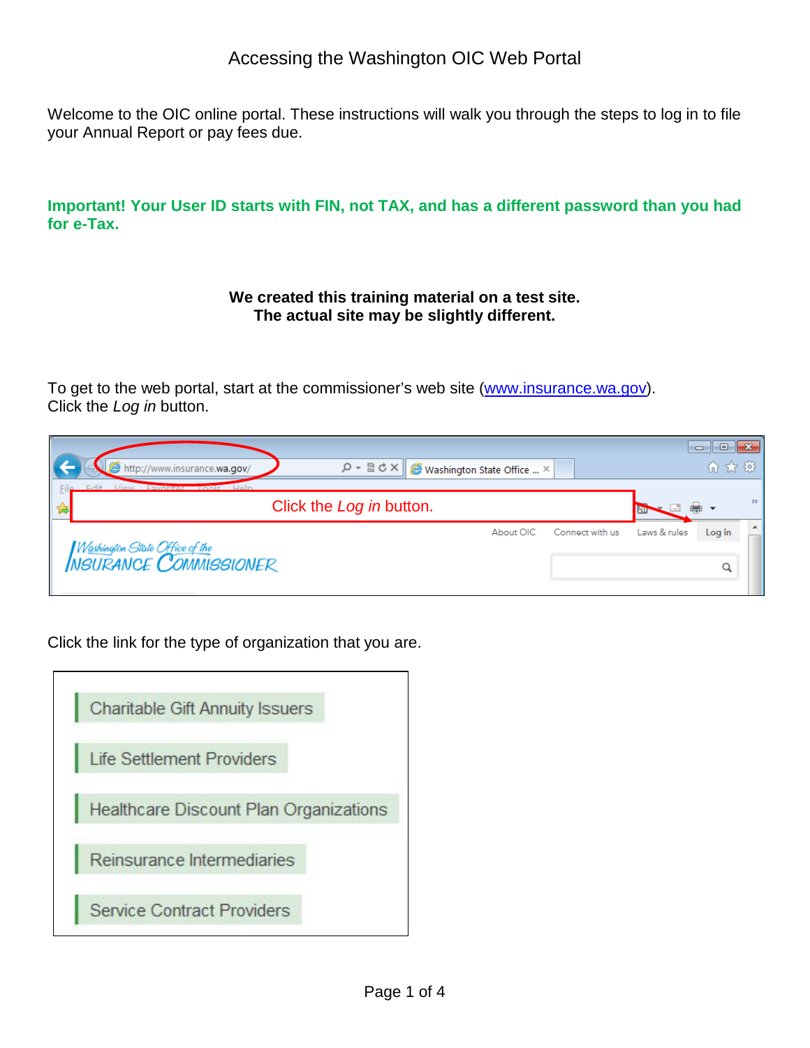# Accessing the Washington OIC Web Portal

Welcome to the OIC online portal. These instructions will walk you through the steps to log in to file your Annual Report or pay fees due.

**Important! Your User ID starts with FIN, not TAX, and has a different password than you had for e-Tax.**

**We created this training material on a test site.**
**The actual site may be slightly different.**

To get to the web portal, start at the commissioner's web site (www.insurance.wa.gov).
Click the *Log in* button.

Click the *Log in* button.

Click the link for the type of organization that you are.

- Charitable Gift Annuity Issuers
- Life Settlement Providers
- Healthcare Discount Plan Organizations
- Reinsurance Intermediaries
- Service Contract Providers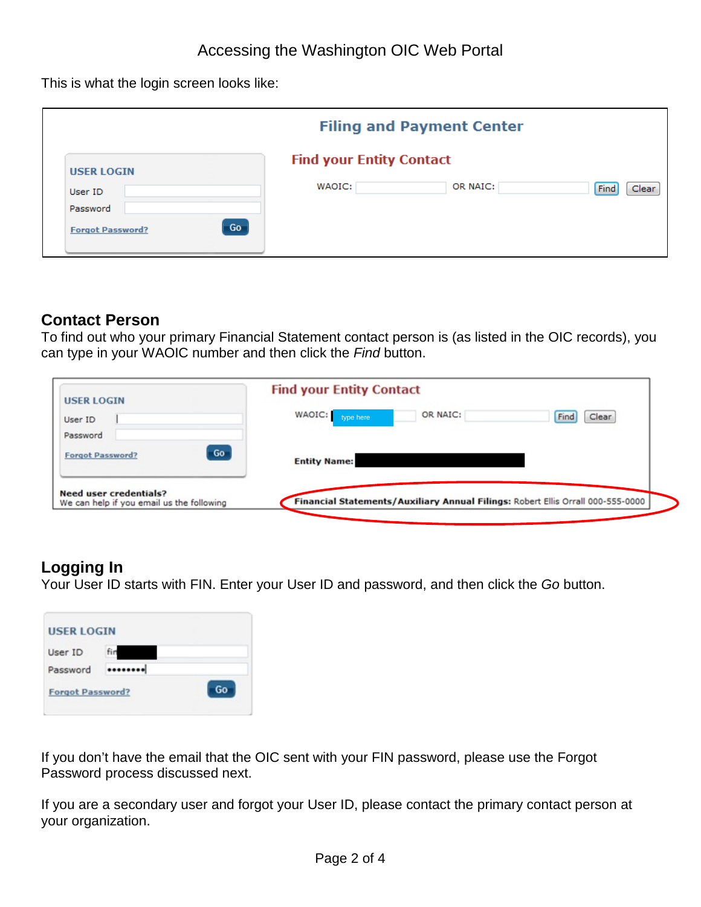# Accessing the Washington OIC Web Portal

This is what the login screen looks like:

**Filing and Payment Center**

**USER LOGIN**

User ID

Password

Forgot Password? Go

**Find your Entity Contact**

WAOIC: OR NAIC: Find Clear

## Contact Person

To find out who your primary Financial Statement contact person is (as listed in the OIC records), you can type in your WAOIC number and then click the *Find* button.

**USER LOGIN**

User ID

Password

Forgot Password? Go

Need user credentials?
We can help if you email us the following

**Find your Entity Contact**

WAOIC: type here OR NAIC: Find Clear

**Entity Name:**

**Financial Statements/Auxiliary Annual Filings:** Robert Ellis Orrall 000-555-0000

## Logging In

Your User ID starts with FIN. Enter your User ID and password, and then click the *Go* button.

**USER LOGIN**

User ID fir

Password ••••••••

Forgot Password? Go

If you don't have the email that the OIC sent with your FIN password, please use the Forgot Password process discussed next.

If you are a secondary user and forgot your User ID, please contact the primary contact person at your organization.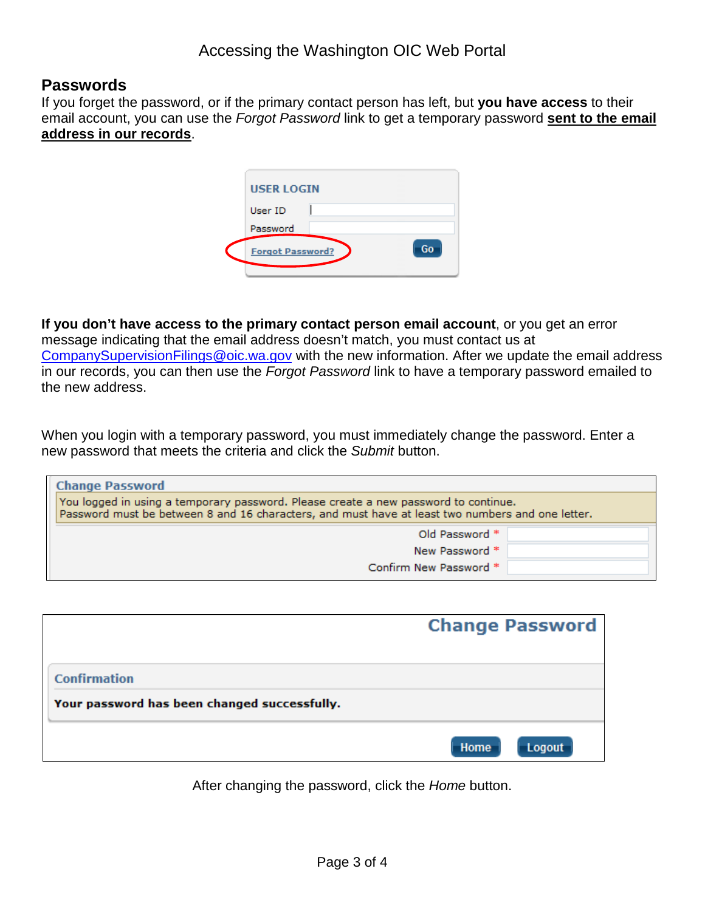## Passwords

If you forget the password, or if the primary contact person has left, but **you have access** to their email account, you can use the *Forgot Password* link to get a temporary password **sent to the email address in our records**.

USER LOGIN

User ID

Password

Forgot Password?

Go

**If you don't have access to the primary contact person email account**, or you get an error message indicating that the email address doesn't match, you must contact us at CompanySupervisionFilings@oic.wa.gov with the new information. After we update the email address in our records, you can then use the *Forgot Password* link to have a temporary password emailed to the new address.

When you login with a temporary password, you must immediately change the password. Enter a new password that meets the criteria and click the *Submit* button.

Change Password

You logged in using a temporary password. Please create a new password to continue.
Password must be between 8 and 16 characters, and must have at least two numbers and one letter.

Old Password *

New Password *

Confirm New Password *

Change Password

Confirmation

**Your password has been changed successfully.**

Home Logout

After changing the password, click the *Home* button.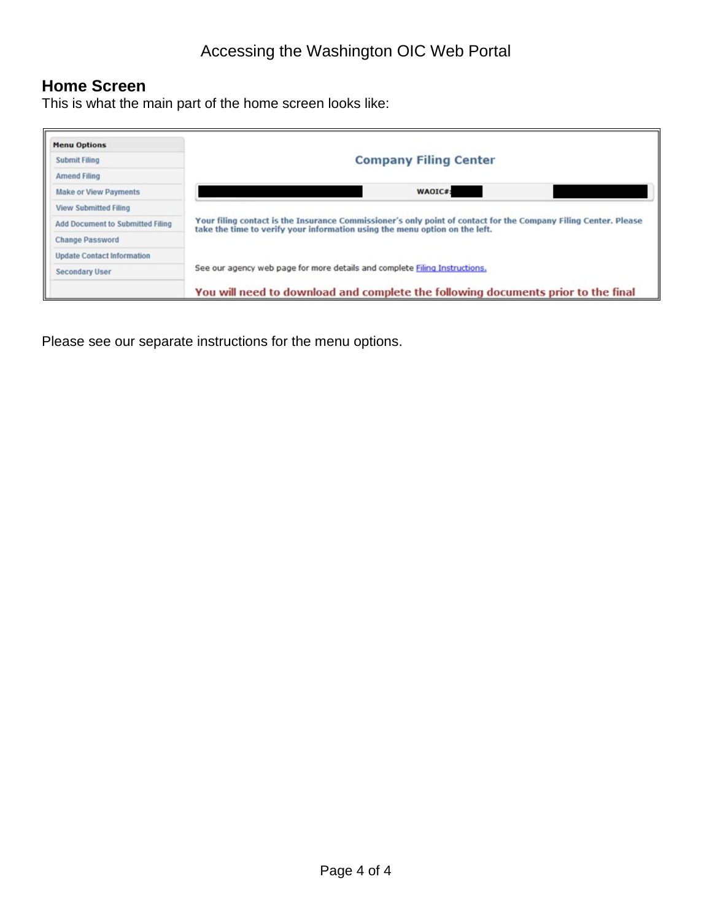## Home Screen

This is what the main part of the home screen looks like:

**Menu Options**

- Submit Filing
- Amend Filing
- Make or View Payments
- View Submitted Filing
- Add Document to Submitted Filing
- Change Password
- Update Contact Information
- Secondary User

**Company Filing Center**

WAOIC#:

Your filing contact is the Insurance Commissioner's only point of contact for the Company Filing Center. Please take the time to verify your information using the menu option on the left.

See our agency web page for more details and complete Filing Instructions.

You will need to download and complete the following documents prior to the final

Please see our separate instructions for the menu options.